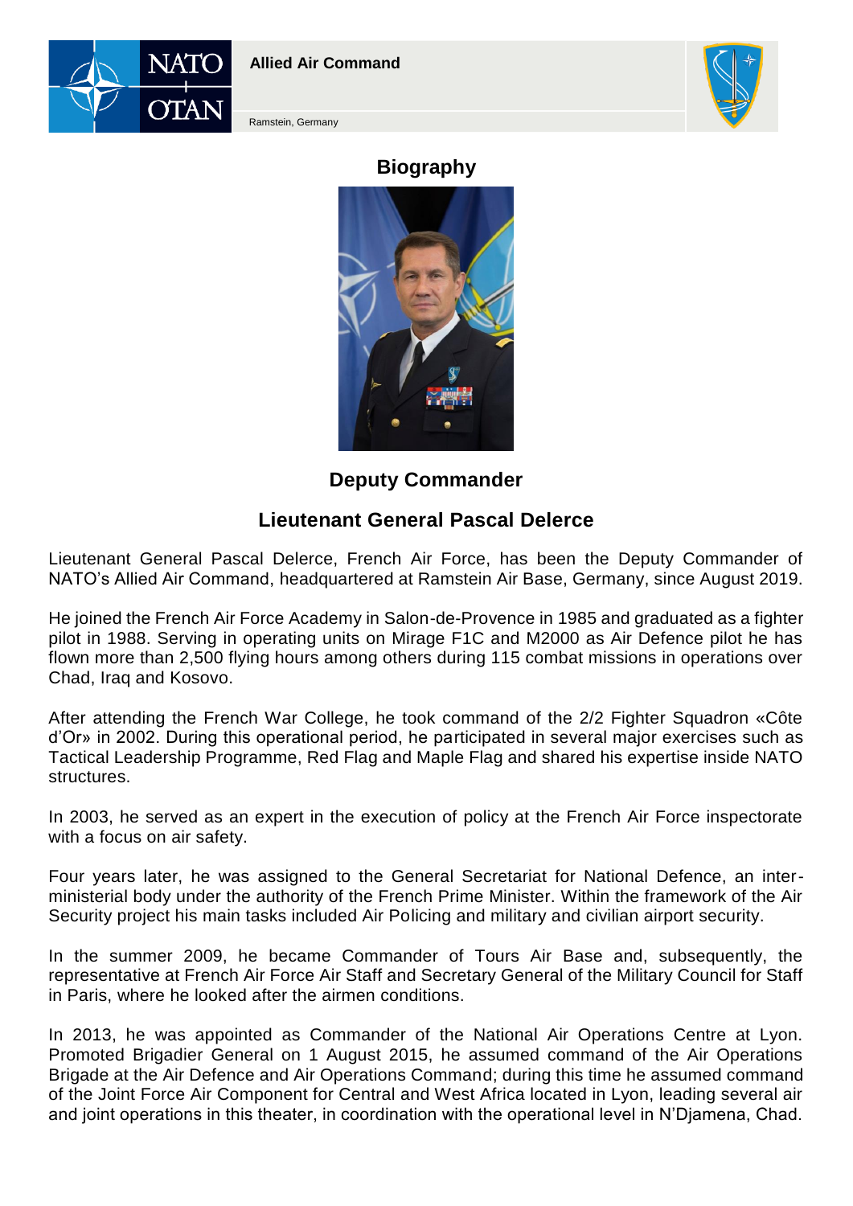Allied Air Command

Ramstein, Germany

# Biography

## Deputy Commander

## Lieutenant General Pascal Delerce

Lieutenant General Pascal Delerce, French Air Force, has been the Deputy Commander of NATO's Allied Air Command, headquartered at Ramstein Air Base, Germany, since August 2019.

He joined the French Air Force Academy in Salon-de-Provence in 1985 and graduated as a fighter pilot in 1988. Serving in operating units on Mirage F1C and M2000 as Air Defence pilot he has flown more than 2,500 flying hours among others during 115 combat missions in operations over Chad, Iraq and Kosovo.

After attending the French War College, he took command of the 2/2 Fighter Squadron «Côte d'Or» in 2002. During this operational period, he participated in several major exercises such as Tactical Leadership Programme, Red Flag and Maple Flag and shared his expertise inside NATO structures.

In 2003, he served as an expert in the execution of policy at the French Air Force inspectorate with a focus on air safety.

Four years later, he was assigned to the General Secretariat for National Defence, an inter-ministerial body under the authority of the French Prime Minister. Within the framework of the Air Security project his main tasks included Air Policing and military and civilian airport security.

In the summer 2009, he became Commander of Tours Air Base and, subsequently, the representative at French Air Force Air Staff and Secretary General of the Military Council for Staff in Paris, where he looked after the airmen conditions.

In 2013, he was appointed as Commander of the National Air Operations Centre at Lyon. Promoted Brigadier General on 1 August 2015, he assumed command of the Air Operations Brigade at the Air Defence and Air Operations Command; during this time he assumed command of the Joint Force Air Component for Central and West Africa located in Lyon, leading several air and joint operations in this theater, in coordination with the operational level in N'Djamena, Chad.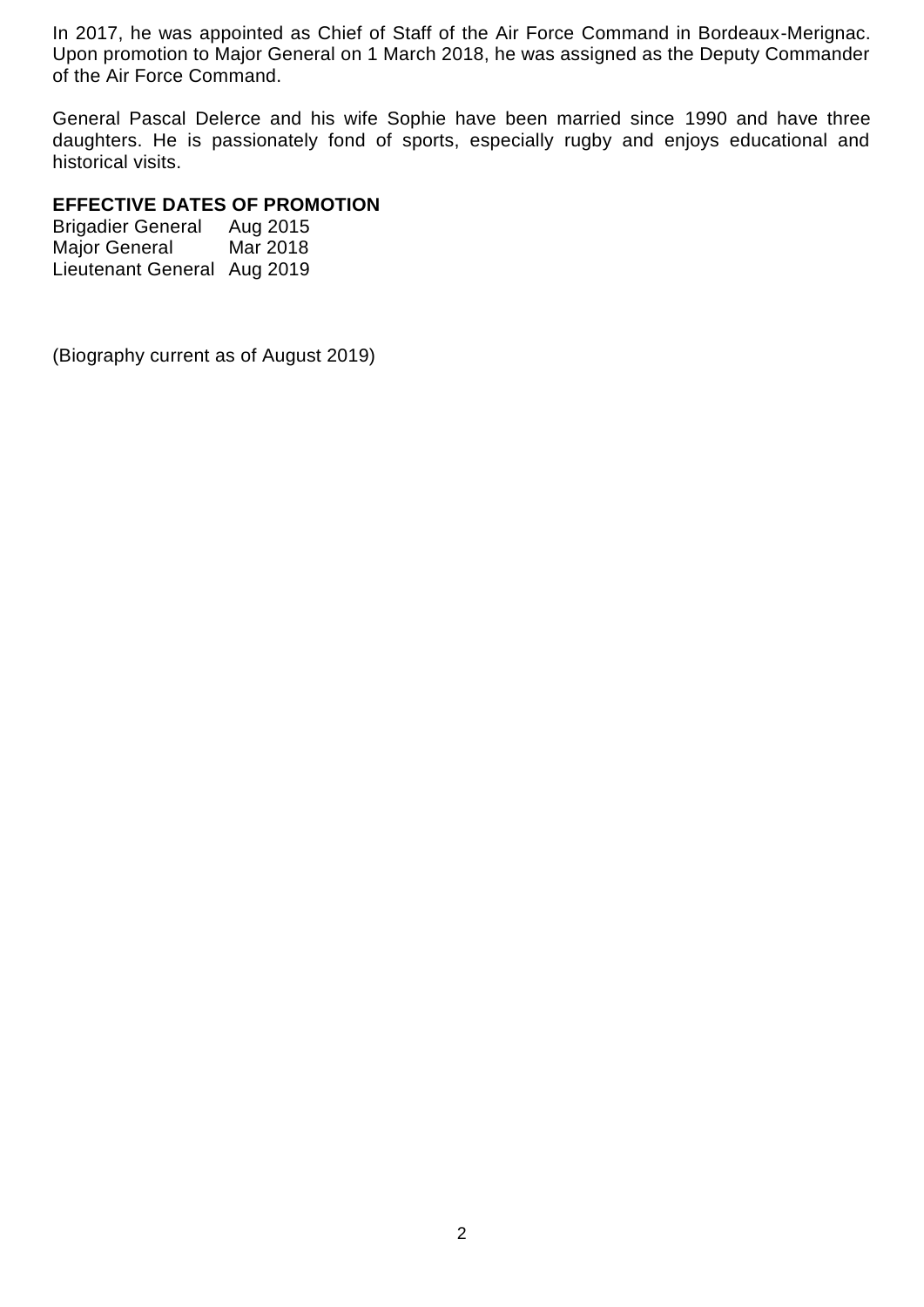In 2017, he was appointed as Chief of Staff of the Air Force Command in Bordeaux-Merignac. Upon promotion to Major General on 1 March 2018, he was assigned as the Deputy Commander of the Air Force Command.

General Pascal Delerce and his wife Sophie have been married since 1990 and have three daughters. He is passionately fond of sports, especially rugby and enjoys educational and historical visits.

**EFFECTIVE DATES OF PROMOTION**

| | |
|---|---|
| Brigadier General | Aug 2015 |
| Major General | Mar 2018 |
| Lieutenant General | Aug 2019 |

(Biography current as of August 2019)